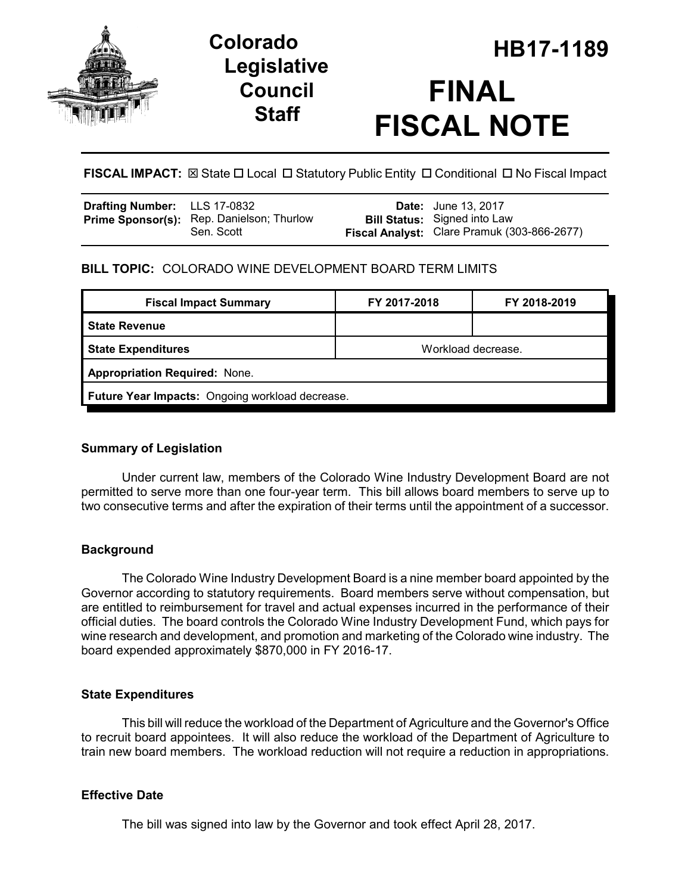# Colorado Legislative Council Staff

# HB17-1189

# FINAL FISCAL NOTE

**FISCAL IMPACT:** ☒ State ☐ Local ☐ Statutory Public Entity ☐ Conditional ☐ No Fiscal Impact

| | | | |
|---|---|---|---|
| **Drafting Number:** | LLS 17-0832 | **Date:** | June 13, 2017 |
| **Prime Sponsor(s):** | Rep. Danielson; Thurlow<br>Sen. Scott | **Bill Status:** | Signed into Law |
| | | **Fiscal Analyst:** | Clare Pramuk (303-866-2677) |

**BILL TOPIC:** COLORADO WINE DEVELOPMENT BOARD TERM LIMITS

| Fiscal Impact Summary | FY 2017-2018 | FY 2018-2019 |
|---|---|---|
| **State Revenue** | | |
| **State Expenditures** | Workload decrease. | |
| **Appropriation Required:** None. | | |
| **Future Year Impacts:** Ongoing workload decrease. | | |

### Summary of Legislation

Under current law, members of the Colorado Wine Industry Development Board are not permitted to serve more than one four-year term. This bill allows board members to serve up to two consecutive terms and after the expiration of their terms until the appointment of a successor.

### Background

The Colorado Wine Industry Development Board is a nine member board appointed by the Governor according to statutory requirements. Board members serve without compensation, but are entitled to reimbursement for travel and actual expenses incurred in the performance of their official duties. The board controls the Colorado Wine Industry Development Fund, which pays for wine research and development, and promotion and marketing of the Colorado wine industry. The board expended approximately $870,000 in FY 2016-17.

### State Expenditures

This bill will reduce the workload of the Department of Agriculture and the Governor's Office to recruit board appointees. It will also reduce the workload of the Department of Agriculture to train new board members. The workload reduction will not require a reduction in appropriations.

### Effective Date

The bill was signed into law by the Governor and took effect April 28, 2017.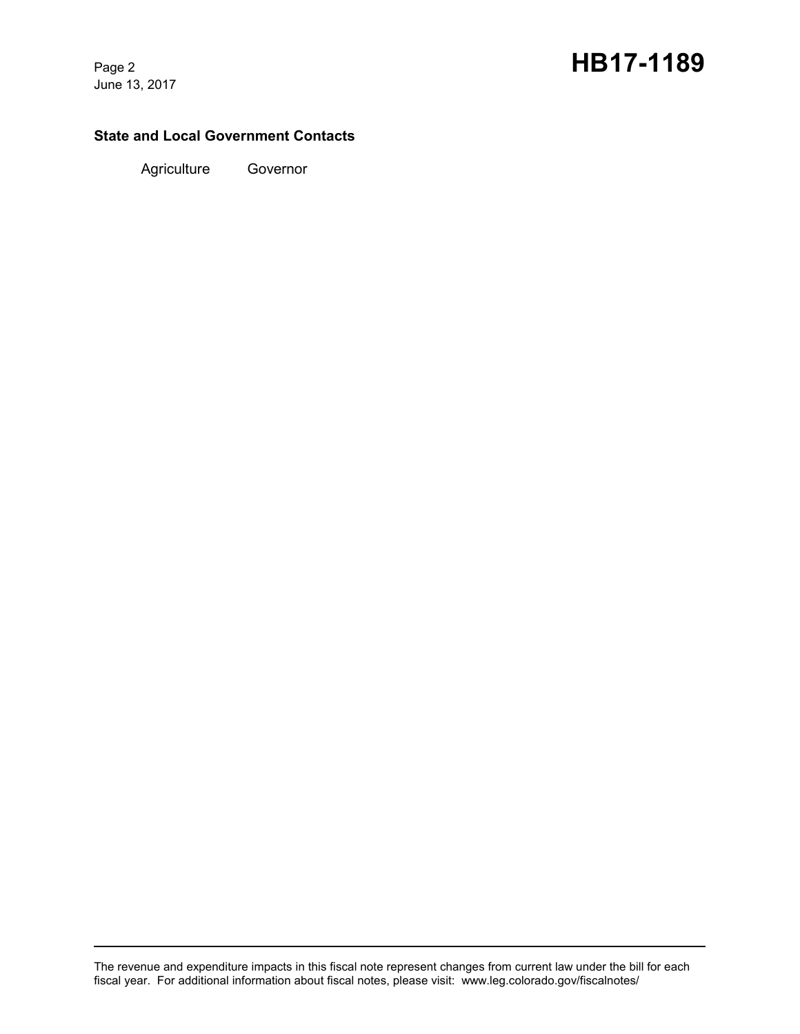### State and Local Government Contacts

Agriculture Governor

The revenue and expenditure impacts in this fiscal note represent changes from current law under the bill for each fiscal year. For additional information about fiscal notes, please visit: www.leg.colorado.gov/fiscalnotes/